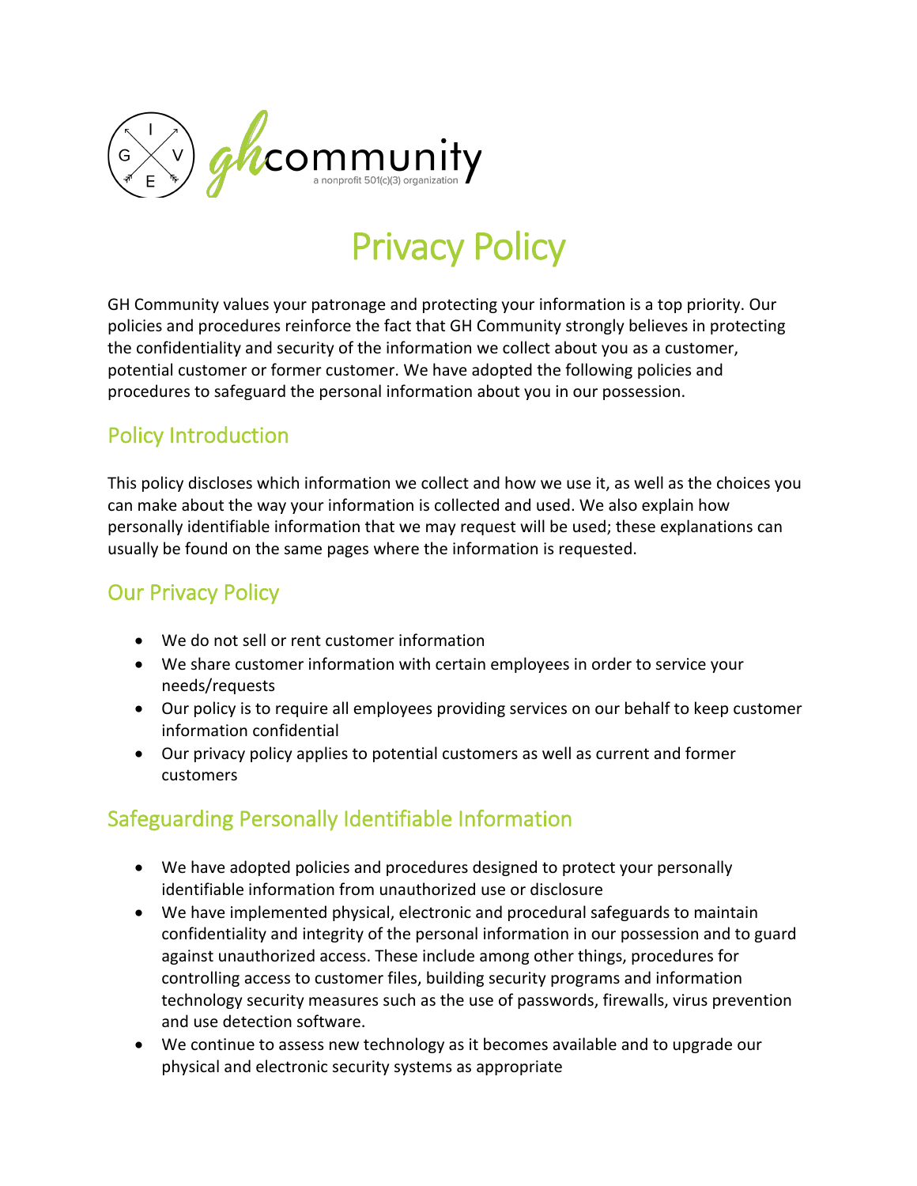ghcommunity
a nonprofit 501(c)(3) organization

# Privacy Policy

GH Community values your patronage and protecting your information is a top priority. Our policies and procedures reinforce the fact that GH Community strongly believes in protecting the confidentiality and security of the information we collect about you as a customer, potential customer or former customer. We have adopted the following policies and procedures to safeguard the personal information about you in our possession.

## Policy Introduction

This policy discloses which information we collect and how we use it, as well as the choices you can make about the way your information is collected and used. We also explain how personally identifiable information that we may request will be used; these explanations can usually be found on the same pages where the information is requested.

## Our Privacy Policy

- We do not sell or rent customer information
- We share customer information with certain employees in order to service your needs/requests
- Our policy is to require all employees providing services on our behalf to keep customer information confidential
- Our privacy policy applies to potential customers as well as current and former customers

## Safeguarding Personally Identifiable Information

- We have adopted policies and procedures designed to protect your personally identifiable information from unauthorized use or disclosure
- We have implemented physical, electronic and procedural safeguards to maintain confidentiality and integrity of the personal information in our possession and to guard against unauthorized access. These include among other things, procedures for controlling access to customer files, building security programs and information technology security measures such as the use of passwords, firewalls, virus prevention and use detection software.
- We continue to assess new technology as it becomes available and to upgrade our physical and electronic security systems as appropriate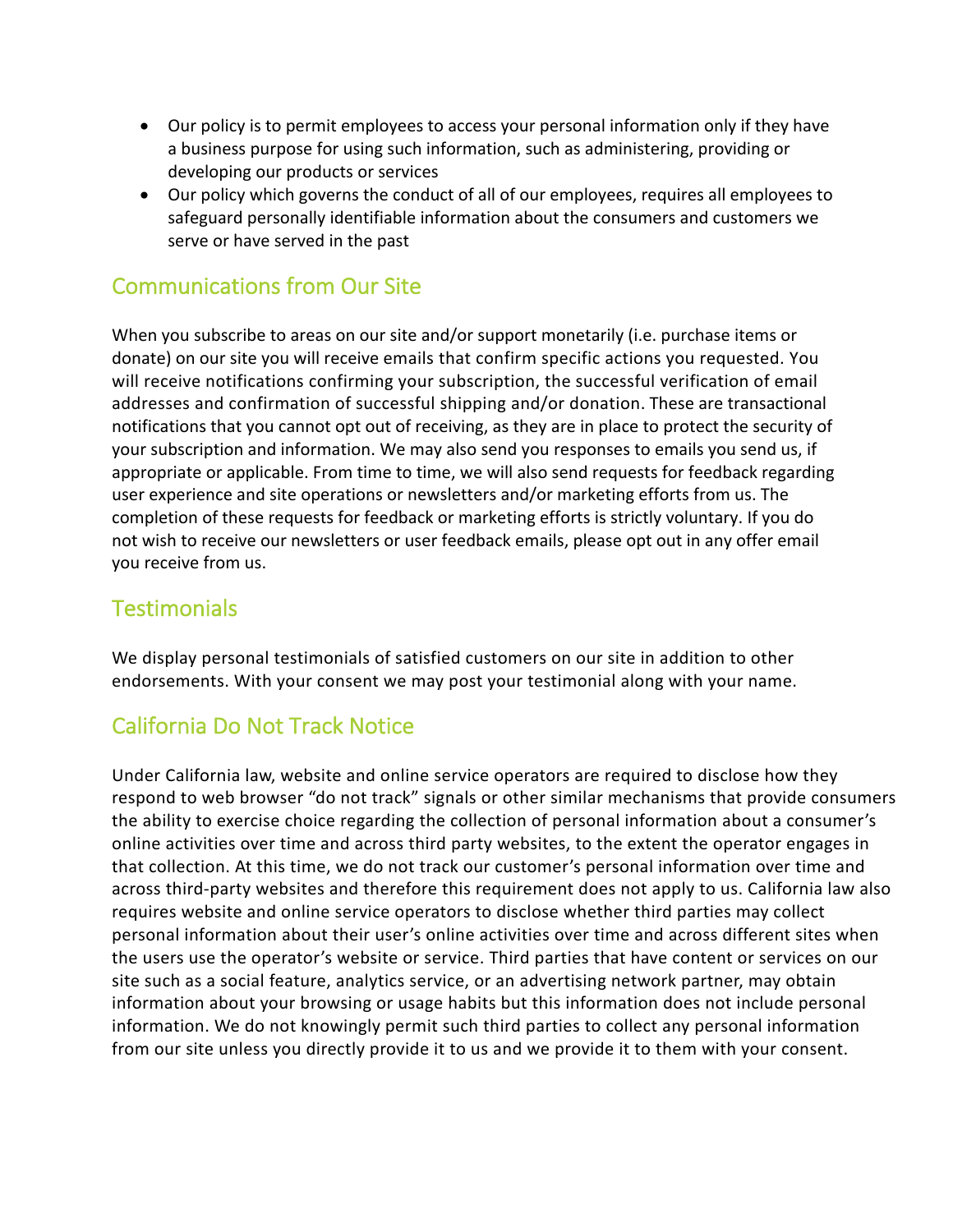- Our policy is to permit employees to access your personal information only if they have a business purpose for using such information, such as administering, providing or developing our products or services
- Our policy which governs the conduct of all of our employees, requires all employees to safeguard personally identifiable information about the consumers and customers we serve or have served in the past

## Communications from Our Site

When you subscribe to areas on our site and/or support monetarily (i.e. purchase items or donate) on our site you will receive emails that confirm specific actions you requested. You will receive notifications confirming your subscription, the successful verification of email addresses and confirmation of successful shipping and/or donation. These are transactional notifications that you cannot opt out of receiving, as they are in place to protect the security of your subscription and information. We may also send you responses to emails you send us, if appropriate or applicable. From time to time, we will also send requests for feedback regarding user experience and site operations or newsletters and/or marketing efforts from us. The completion of these requests for feedback or marketing efforts is strictly voluntary. If you do not wish to receive our newsletters or user feedback emails, please opt out in any offer email you receive from us.

## Testimonials

We display personal testimonials of satisfied customers on our site in addition to other endorsements. With your consent we may post your testimonial along with your name.

## California Do Not Track Notice

Under California law, website and online service operators are required to disclose how they respond to web browser “do not track” signals or other similar mechanisms that provide consumers the ability to exercise choice regarding the collection of personal information about a consumer’s online activities over time and across third party websites, to the extent the operator engages in that collection. At this time, we do not track our customer’s personal information over time and across third-party websites and therefore this requirement does not apply to us. California law also requires website and online service operators to disclose whether third parties may collect personal information about their user’s online activities over time and across different sites when the users use the operator’s website or service. Third parties that have content or services on our site such as a social feature, analytics service, or an advertising network partner, may obtain information about your browsing or usage habits but this information does not include personal information. We do not knowingly permit such third parties to collect any personal information from our site unless you directly provide it to us and we provide it to them with your consent.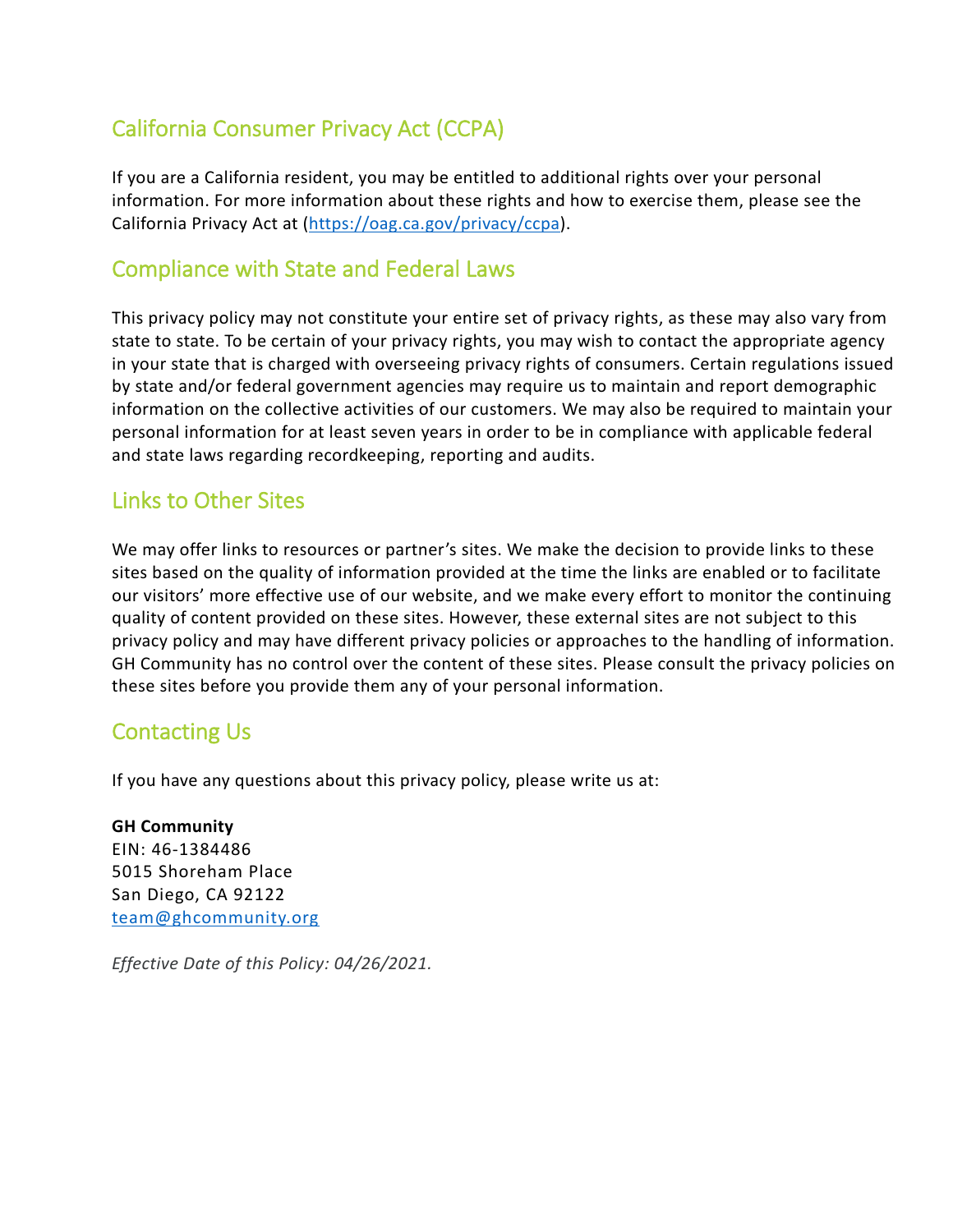## California Consumer Privacy Act (CCPA)

If you are a California resident, you may be entitled to additional rights over your personal information. For more information about these rights and how to exercise them, please see the California Privacy Act at (https://oag.ca.gov/privacy/ccpa).

## Compliance with State and Federal Laws

This privacy policy may not constitute your entire set of privacy rights, as these may also vary from state to state. To be certain of your privacy rights, you may wish to contact the appropriate agency in your state that is charged with overseeing privacy rights of consumers. Certain regulations issued by state and/or federal government agencies may require us to maintain and report demographic information on the collective activities of our customers. We may also be required to maintain your personal information for at least seven years in order to be in compliance with applicable federal and state laws regarding recordkeeping, reporting and audits.

## Links to Other Sites

We may offer links to resources or partner's sites. We make the decision to provide links to these sites based on the quality of information provided at the time the links are enabled or to facilitate our visitors' more effective use of our website, and we make every effort to monitor the continuing quality of content provided on these sites. However, these external sites are not subject to this privacy policy and may have different privacy policies or approaches to the handling of information. GH Community has no control over the content of these sites. Please consult the privacy policies on these sites before you provide them any of your personal information.

## Contacting Us

If you have any questions about this privacy policy, please write us at:

**GH Community**
EIN: 46-1384486
5015 Shoreham Place
San Diego, CA 92122
team@ghcommunity.org

*Effective Date of this Policy: 04/26/2021.*